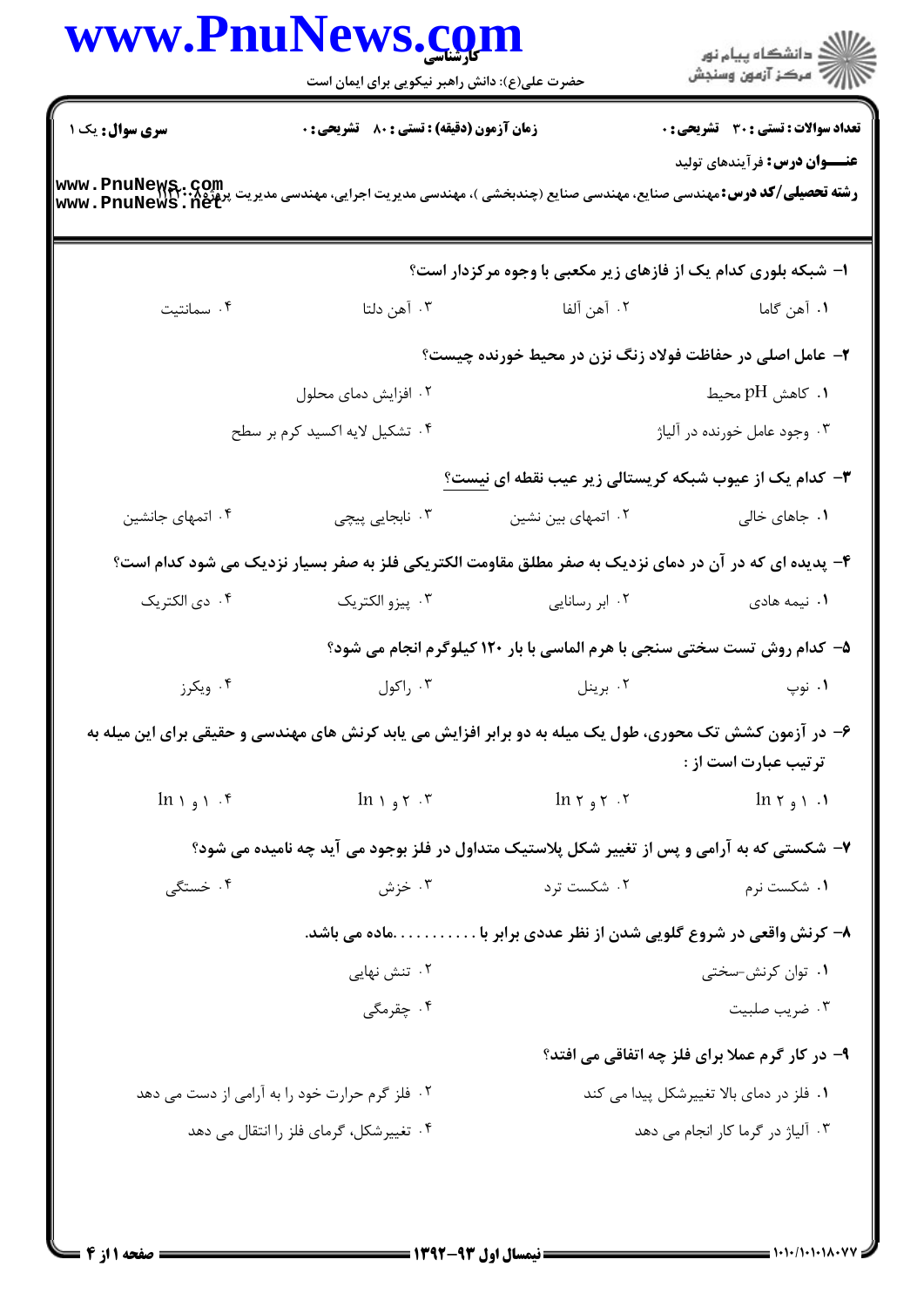**تعداد سوالات : تستی : ۳۰ تشریحی : ۰** | **زمان آزمون (دقیقه) : تستی : ۸۰ تشریحی : ۰** | **سری سوال : یک ۱**

**عنـــوان درس:** فرآیندهای تولید

**رشته تحصیلی/کد درس:** مهندسی صنایع، مهندسی صنایع (چندبخشی )، مهندسی مدیریت اجرایی، مهندسی مدیریت پروژه ۱۱۲۲۰۰۸

۱- شبکه بلوری کدام یک از فازهای زیر مکعبی با وجوه مرکزدار است؟

۱. آهن گاما ۲. آهن آلفا ۳. آهن دلتا ۴. سمانتیت

۲- عامل اصلی در حفاظت فولاد زنگ نزن در محیط خورنده چیست؟

۱. کاهش pH محیط
۲. افزایش دمای محلول
۳. وجود عامل خورنده در آلیاژ
۴. تشکیل لایه اکسید کرم بر سطح

۳- کدام یک از عیوب شبکه کریستالی زیر عیب نقطه ای نیست؟

۱. جاهای خالی ۲. اتمهای بین نشین ۳. نابجایی پیچی ۴. اتمهای جانشین

۴- پدیده ای که در آن در دمای نزدیک به صفر مطلق مقاومت الکتریکی فلز به صفر بسیار نزدیک می شود کدام است؟

۱. نیمه هادی ۲. ابر رسانایی ۳. پیزو الکتریک ۴. دی الکتریک

۵- کدام روش تست سختی سنجی با هرم الماسی با بار ۱۲۰ کیلوگرم انجام می شود؟

۱. نوپ ۲. برینل ۳. راکول ۴. ویکرز

۶- در آزمون کشش تک محوری، طول یک میله به دو برابر افزایش می یابد کرنش های مهندسی و حقیقی برای این میله به ترتیب عبارت است از :

۱. ۱ و $\ln 2$ ۲. ۲ و $\ln 2$ ۳. ۲ و $\ln 1$ ۴. ۱ و $\ln 1$

۷- شکستی که به آرامی و پس از تغییر شکل پلاستیک متداول در فلز بوجود می آید چه نامیده می شود؟

۱. شکست نرم ۲. شکست ترد ۳. خزش ۴. خستگی

۸- کرنش واقعی در شروع گلویی شدن از نظر عددی برابر با ...........ماده می باشد.

۱. توان کرنش-سختی
۲. تنش نهایی
۳. ضریب صلبیت
۴. چقرمگی

۹- در کار گرم عملا برای فلز چه اتفاقی می افتد؟

۱. فلز در دمای بالا تغییرشکل پیدا می کند
۲. فلز گرم حرارت خود را به آرامی از دست می دهد
۳. آلیاژ در گرما کار انجام می دهد
۴. تغییرشکل، گرمای فلز را انتقال می دهد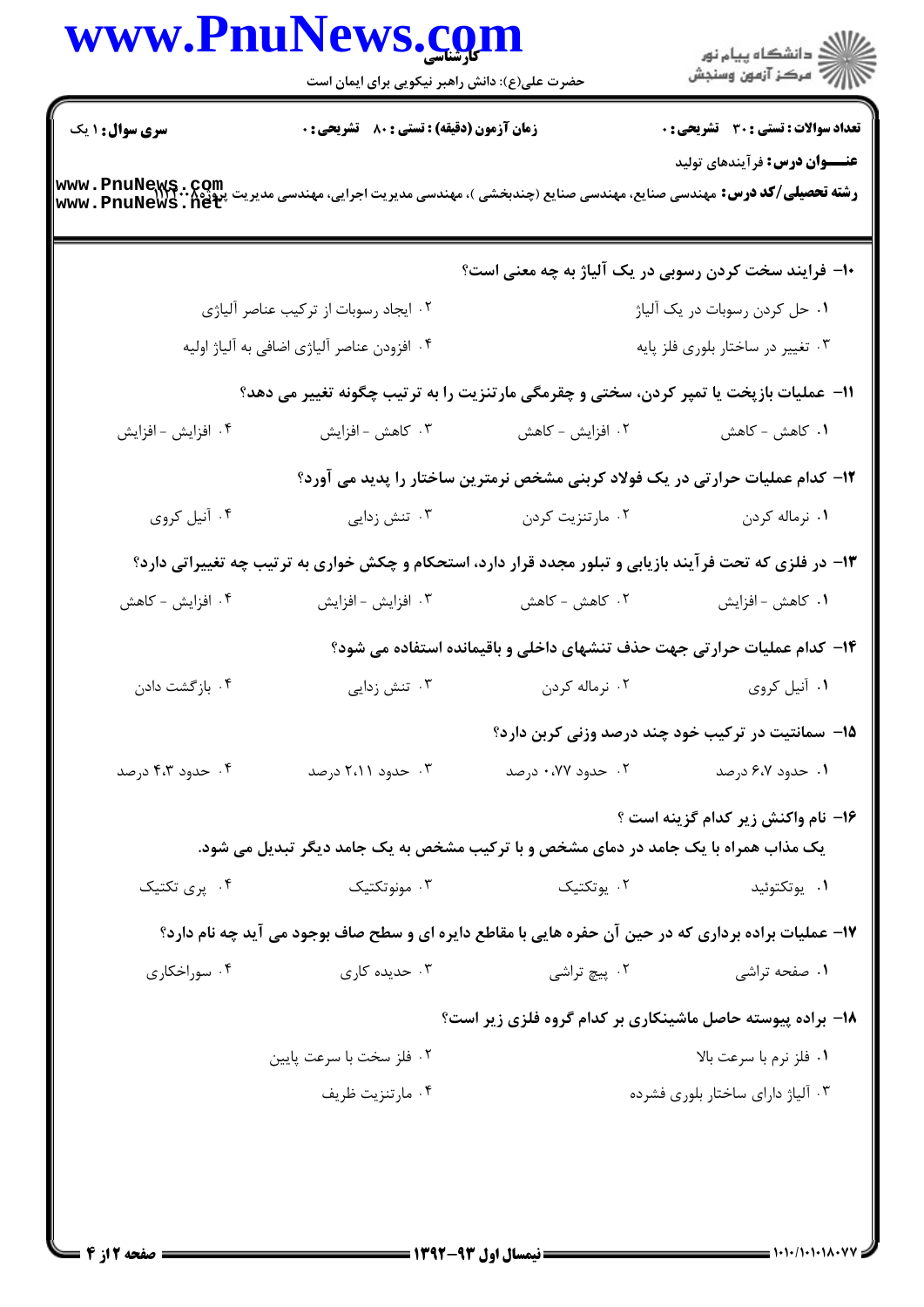۱۰- فرایند سخت کردن رسوبی در یک آلیاژ به چه معنی است؟

۱. حل کردن رسوبات در یک آلیاژ

۲. ایجاد رسوبات از ترکیب عناصر آلیاژی

۳. تغییر در ساختار بلوری فلز پایه

۴. افزودن عناصر آلیاژی اضافی به آلیاژ اولیه

۱۱- عملیات بازپخت یا تمپر کردن، سختی و چقرمگی مارتنزیت را به ترتیب چگونه تغییر می دهد؟

۱. کاهش - کاهش

۲. افزایش - کاهش

۳. کاهش - افزایش

۴. افزایش - افزایش

۱۲- کدام عملیات حرارتی در یک فولاد کربنی مشخص نرمترین ساختار را پدید می آورد؟

۱. نرماله کردن

۲. مارتنزیت کردن

۳. تنش زدایی

۴. آنیل کروی

۱۳- در فلزی که تحت فرآیند بازیابی و تبلور مجدد قرار دارد، استحکام و چکش خواری به ترتیب چه تغییراتی دارد؟

۱. کاهش - افزایش

۲. کاهش - کاهش

۳. افزایش - افزایش

۴. افزایش - کاهش

۱۴- کدام عملیات حرارتی جهت حذف تنشهای داخلی و باقیمانده استفاده می شود؟

۱. آنیل کروی

۲. نرماله کردن

۳. تنش زدایی

۴. بازگشت دادن

۱۵- سمانتیت در ترکیب خود چند درصد وزنی کربن دارد؟

۱. حدود ۶.۷ درصد

۲. حدود ۰.۷۷ درصد

۳. حدود ۲.۱۱ درصد

۴. حدود ۴.۳ درصد

۱۶- نام واکنش زیر کدام گزینه است ؟

یک مذاب همراه با یک جامد در دمای مشخص و با ترکیب مشخص به یک جامد دیگر تبدیل می شود.

۱. یوتکتوئید

۲. یوتکتیک

۳. مونوتکتیک

۴. پری تکتیک

۱۷- عملیات براده برداری که در حین آن حفره هایی با مقاطع دایره ای و سطح صاف بوجود می آید چه نام دارد؟

۱. صفحه تراشی

۲. پیچ تراشی

۳. حدیده کاری

۴. سوراخکاری

۱۸- براده پیوسته حاصل ماشینکاری بر کدام گروه فلزی زیر است؟

۱. فلز نرم با سرعت بالا

۲. فلز سخت با سرعت پایین

۳. آلیاژ دارای ساختار بلوری فشرده

۴. مارتنزیت ظریف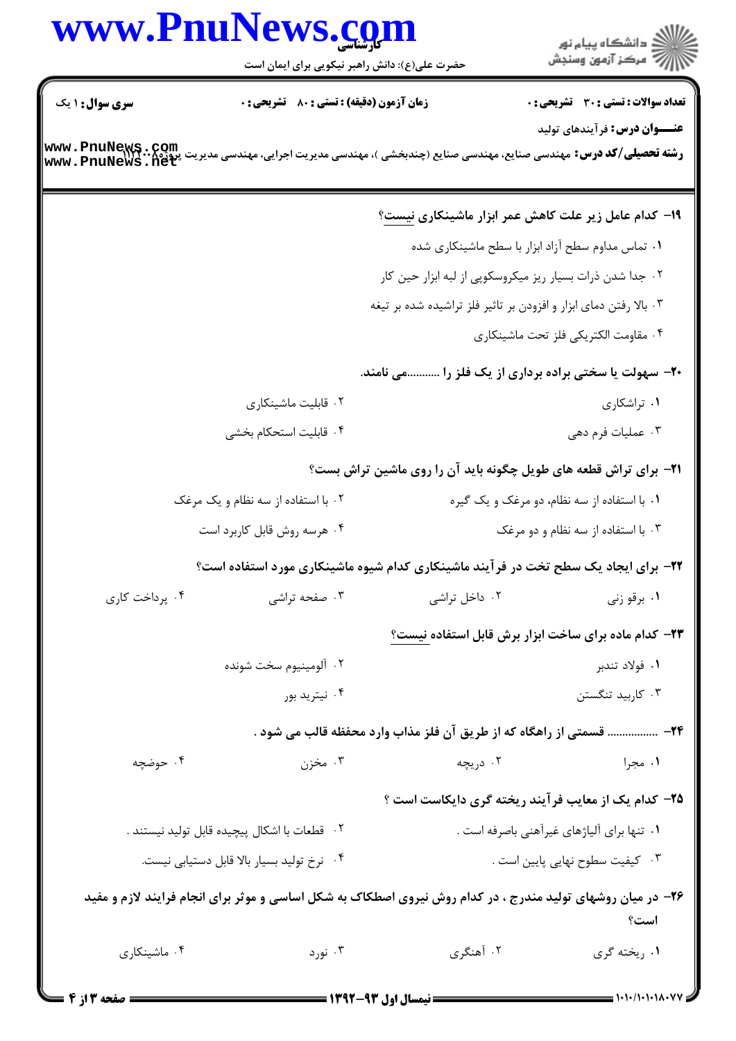۱۹- کدام عامل زیر علت کاهش عمر ابزار ماشینکاری نیست؟

۱. تماس مداوم سطح آزاد ابزار با سطح ماشینکاری شده

۲. جدا شدن ذرات بسیار ریز میکروسکوپی از لبه ابزار حین کار

۳. بالا رفتن دمای ابزار و افزودن بر تاثیر فلز تراشیده شده بر تیغه

۴. مقاومت الکتریکی فلز تحت ماشینکاری

۲۰- سهولت یا سختی براده برداری از یک فلز را ...........می نامند.

۱. تراشکاری

۲. قابلیت ماشینکاری

۳. عملیات فرم دهی

۴. قابلیت استحکام بخشی

۲۱- برای تراش قطعه های طویل چگونه باید آن را روی ماشین تراش بست؟

۱. با استفاده از سه نظام، دو مرغک و یک گیره

۲. با استفاده از سه نظام و یک مرغک

۳. با استفاده از سه نظام و دو مرغک

۴. هرسه روش قابل کاربرد است

۲۲- برای ایجاد یک سطح تخت در فرآیند ماشینکاری کدام شیوه ماشینکاری مورد استفاده است؟

۱. برقو زنی

۲. داخل تراشی

۳. صفحه تراشی

۴. پرداخت کاری

۲۳- کدام ماده برای ساخت ابزار برش قابل استفاده نیست؟

۱. فولاد تندبر

۲. آلومینیوم سخت شونده

۳. کاربید تنگستن

۴. نیترید بور

۲۴- ................ قسمتی از راهگاه که از طریق آن فلز مذاب وارد محفظه قالب می شود .

۱. مجرا

۲. دریچه

۳. مخزن

۴. حوضچه

۲۵- کدام یک از معایب فرآیند ریخته گری دایکاست است ؟

۱. تنها برای آلیاژهای غیرآهنی باصرفه است .

۲. قطعات با اشکال پیچیده قابل تولید نیستند .

۳. کیفیت سطوح نهایی پایین است .

۴. نرخ تولید بسیار بالا قابل دستیابی نیست.

۲۶- در میان روشهای تولید مندرج ، در کدام روش نیروی اصطکاک به شکل اساسی و موثر برای انجام فرایند لازم و مفید است؟

۱. ریخته گری

۲. آهنگری

۳. نورد

۴. ماشینکاری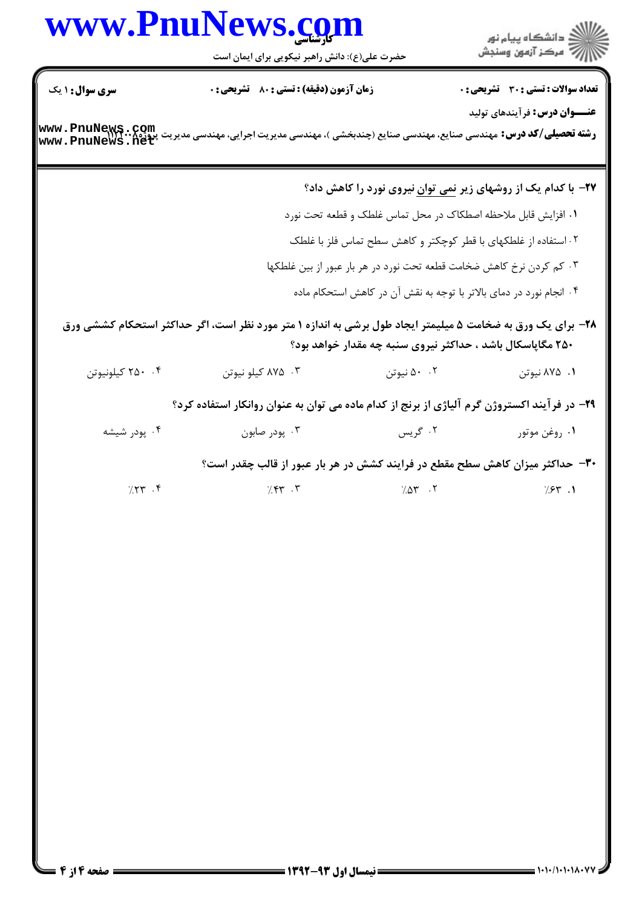**سری سؤال:** ۱ یک

**زمان آزمون (دقیقه) : تستی : ۸۰ تشریحی : ۰**

**تعداد سوالات : تستی : ۳۰ تشریحی : ۰**

**عنـــوان درس:** فرآیندهای تولید

**رشته تحصیلی/کد درس:** مهندسی صنایع، مهندسی صنایع (چندبخشی )، مهندسی مدیریت اجرایی، مهندسی مدیریت پروژه ۱۱۲۲۰۰۸

**۲۷- با کدام یک از روشهای زیر نمی توان نیروی نورد را کاهش داد؟**

۱. افزایش قابل ملاحظه اصطکاک در محل تماس غلطک و قطعه تحت نورد

۲. استفاده از غلطکهای با قطر کوچکتر و کاهش سطح تماس فلز با غلطک

۳. کم کردن نرخ کاهش ضخامت قطعه تحت نورد در هر بار عبور از بین غلطکها

۴. انجام نورد در دمای بالاتر با توجه به نقش آن در کاهش استحکام ماده

**۲۸- برای یک ورق به ضخامت ۵ میلیمتر ایجاد طول برشی به اندازه ۱ متر مورد نظر است، اگر حداکثر استحکام کششی ورق ۲۵۰ مگاپاسکال باشد ، حداکثر نیروی سنبه چه مقدار خواهد بود؟**

۱. ۸۷۵ نیوتن

۲. ۵۰ نیوتن

۳. ۸۷۵ کیلو نیوتن

۴. ۲۵۰ کیلونیوتن

**۲۹- در فرآیند اکستروژن گرم آلیاژی از برنج از کدام ماده می توان به عنوان روانکار استفاده کرد؟**

۱. روغن موتور

۲. گریس

۳. پودر صابون

۴. پودر شیشه

**۳۰- حداکثر میزان کاهش سطح مقطع در فرایند کشش در هر بار عبور از قالب چقدر است؟**

۱. ٪۶۳

۲. ٪۵۳

۳. ٪۴۳

۴. ٪۲۳